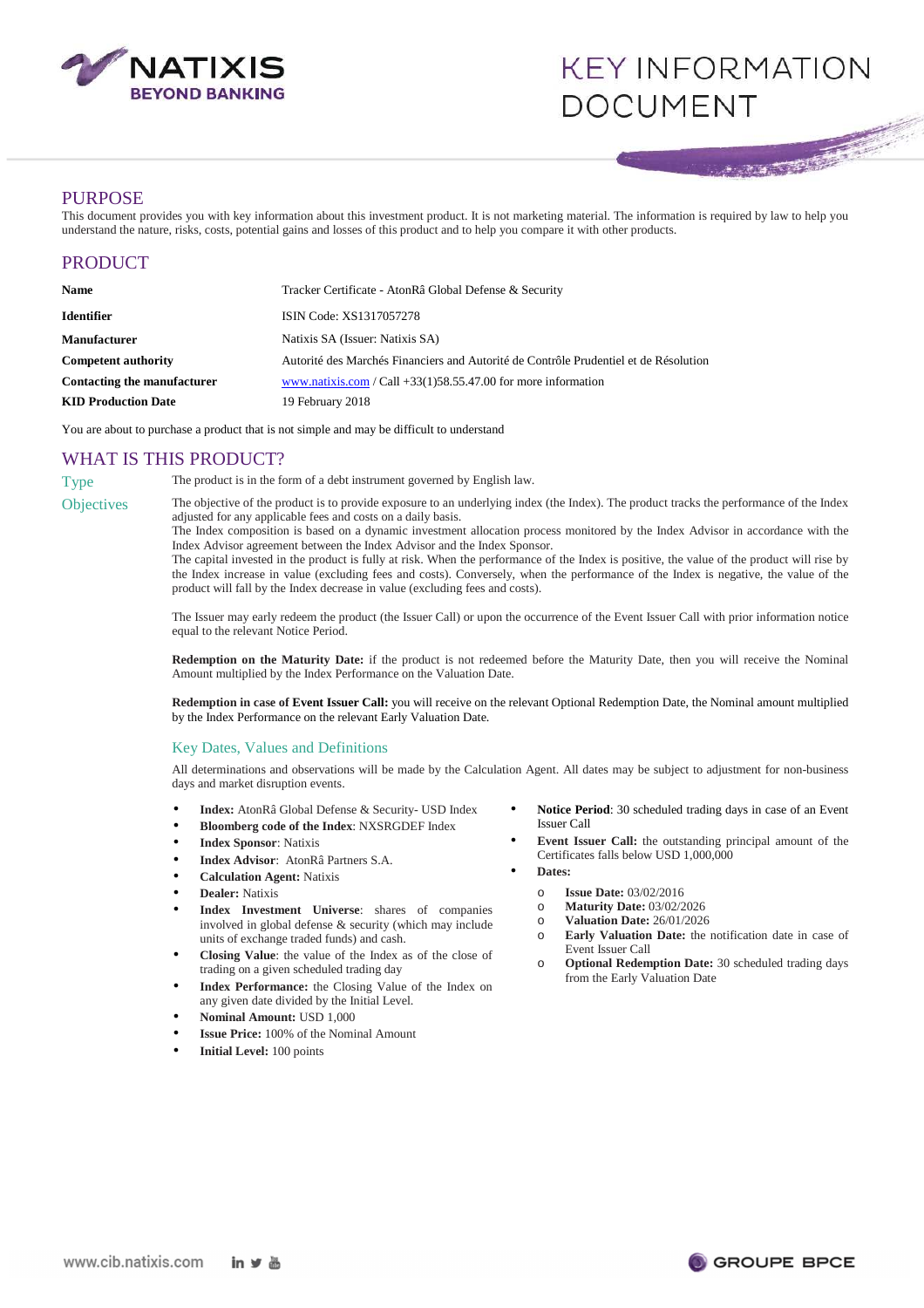# KEY INFORMATION DOCUMENT

## PURPOSE

This document provides you with key information about this investment product. It is not marketing material. The information is required by law to help you understand the nature, risks, costs, potential gains and losses of this product and to help you compare it with other products.

## PRODUCT

| | |
|---|---|
| **Name** | Tracker Certificate - AtonRâ Global Defense & Security |
| **Identifier** | ISIN Code: XS1317057278 |
| **Manufacturer** | Natixis SA (Issuer: Natixis SA) |
| **Competent authority** | Autorité des Marchés Financiers and Autorité de Contrôle Prudentiel et de Résolution |
| **Contacting the manufacturer** | www.natixis.com / Call +33(1)58.55.47.00 for more information |
| **KID Production Date** | 19 February 2018 |

You are about to purchase a product that is not simple and may be difficult to understand

## WHAT IS THIS PRODUCT?

**Type**

The product is in the form of a debt instrument governed by English law.

**Objectives**

The objective of the product is to provide exposure to an underlying index (the Index). The product tracks the performance of the Index adjusted for any applicable fees and costs on a daily basis.
The Index composition is based on a dynamic investment allocation process monitored by the Index Advisor in accordance with the Index Advisor agreement between the Index Advisor and the Index Sponsor.
The capital invested in the product is fully at risk. When the performance of the Index is positive, the value of the product will rise by the Index increase in value (excluding fees and costs). Conversely, when the performance of the Index is negative, the value of the product will fall by the Index decrease in value (excluding fees and costs).

The Issuer may early redeem the product (the Issuer Call) or upon the occurrence of the Event Issuer Call with prior information notice equal to the relevant Notice Period.

**Redemption on the Maturity Date:** if the product is not redeemed before the Maturity Date, then you will receive the Nominal Amount multiplied by the Index Performance on the Valuation Date.

**Redemption in case of Event Issuer Call:** you will receive on the relevant Optional Redemption Date, the Nominal amount multiplied by the Index Performance on the relevant Early Valuation Date.

### Key Dates, Values and Definitions

All determinations and observations will be made by the Calculation Agent. All dates may be subject to adjustment for non-business days and market disruption events.

- **Index:** AtonRâ Global Defense & Security- USD Index
- **Bloomberg code of the Index**: NXSRGDEF Index
- **Index Sponsor**: Natixis
- **Index Advisor**: AtonRâ Partners S.A.
- **Calculation Agent:** Natixis
- **Dealer:** Natixis
- **Index Investment Universe**: shares of companies involved in global defense & security (which may include units of exchange traded funds) and cash.
- **Closing Value**: the value of the Index as of the close of trading on a given scheduled trading day
- **Index Performance:** the Closing Value of the Index on any given date divided by the Initial Level.
- **Nominal Amount:** USD 1,000
- **Issue Price:** 100% of the Nominal Amount
- **Initial Level:** 100 points
- **Notice Period**: 30 scheduled trading days in case of an Event Issuer Call
- **Event Issuer Call:** the outstanding principal amount of the Certificates falls below USD 1,000,000
- **Dates:**
  - **Issue Date:** 03/02/2016
  - **Maturity Date:** 03/02/2026
  - **Valuation Date:** 26/01/2026
  - **Early Valuation Date:** the notification date in case of Event Issuer Call
  - **Optional Redemption Date:** 30 scheduled trading days from the Early Valuation Date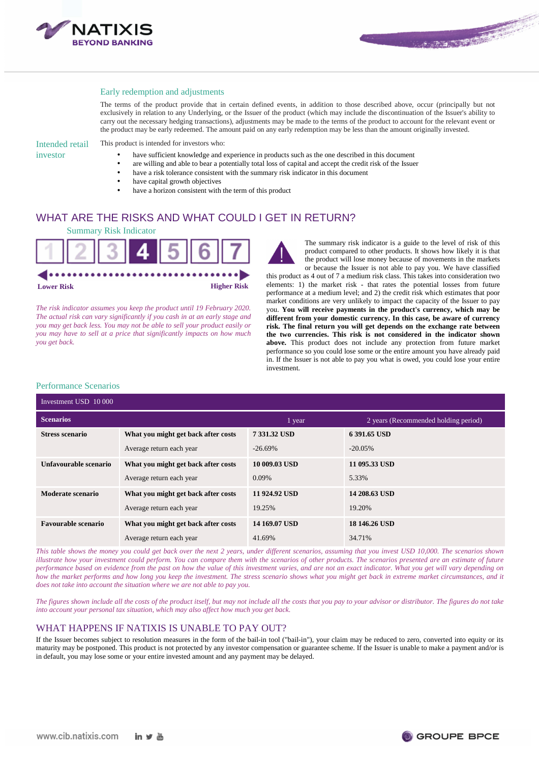### Early redemption and adjustments

The terms of the product provide that in certain defined events, in addition to those described above, occur (principally but not exclusively in relation to any Underlying, or the Issuer of the product (which may include the discontinuation of the Issuer's ability to carry out the necessary hedging transactions), adjustments may be made to the terms of the product to account for the relevant event or the product may be early redeemed. The amount paid on any early redemption may be less than the amount originally invested.

### Intended retail investor

This product is intended for investors who:

- have sufficient knowledge and experience in products such as the one described in this document
- are willing and able to bear a potentially total loss of capital and accept the credit risk of the Issuer
- have a risk tolerance consistent with the summary risk indicator in this document
- have capital growth objectives
- have a horizon consistent with the term of this product

## WHAT ARE THE RISKS AND WHAT COULD I GET IN RETURN?

### Summary Risk Indicator

| 1 | 2 | 3 | **4** | 5 | 6 | 7 |
|---|---|---|---|---|---|---|

**Lower Risk** — **Higher Risk**

*The risk indicator assumes you keep the product until 19 February 2020. The actual risk can vary significantly if you cash in at an early stage and you may get back less. You may not be able to sell your product easily or you may have to sell at a price that significantly impacts on how much you get back.*

The summary risk indicator is a guide to the level of risk of this product compared to other products. It shows how likely it is that the product will lose money because of movements in the markets or because the Issuer is not able to pay you. We have classified this product as 4 out of 7 a medium risk class. This takes into consideration two elements: 1) the market risk - that rates the potential losses from future performance at a medium level; and 2) the credit risk which estimates that poor market conditions are very unlikely to impact the capacity of the Issuer to pay you. **You will receive payments in the product's currency, which may be different from your domestic currency. In this case, be aware of currency risk. The final return you will get depends on the exchange rate between the two currencies. This risk is not considered in the indicator shown above.** This product does not include any protection from future market performance so you could lose some or the entire amount you have already paid in. If the Issuer is not able to pay you what is owed, you could lose your entire investment.

### Performance Scenarios

| Investment USD 10 000 | | | |
|---|---|---|---|
| **Scenarios** | | 1 year | 2 years (Recommended holding period) |
| **Stress scenario** | **What you might get back after costs** | **7 331.32 USD** | **6 391.65 USD** |
| | Average return each year | -26.69% | -20.05% |
| **Unfavourable scenario** | **What you might get back after costs** | **10 009.03 USD** | **11 095.33 USD** |
| | Average return each year | 0.09% | 5.33% |
| **Moderate scenario** | **What you might get back after costs** | **11 924.92 USD** | **14 208.63 USD** |
| | Average return each year | 19.25% | 19.20% |
| **Favourable scenario** | **What you might get back after costs** | **14 169.07 USD** | **18 146.26 USD** |
| | Average return each year | 41.69% | 34.71% |

*This table shows the money you could get back over the next 2 years, under different scenarios, assuming that you invest USD 10,000. The scenarios shown illustrate how your investment could perform. You can compare them with the scenarios of other products. The scenarios presented are an estimate of future performance based on evidence from the past on how the value of this investment varies, and are not an exact indicator. What you get will vary depending on how the market performs and how long you keep the investment. The stress scenario shows what you might get back in extreme market circumstances, and it does not take into account the situation where we are not able to pay you.*

*The figures shown include all the costs of the product itself, but may not include all the costs that you pay to your advisor or distributor. The figures do not take into account your personal tax situation, which may also affect how much you get back.*

## WHAT HAPPENS IF NATIXIS IS UNABLE TO PAY OUT?

If the Issuer becomes subject to resolution measures in the form of the bail-in tool ("bail-in"), your claim may be reduced to zero, converted into equity or its maturity may be postponed. This product is not protected by any investor compensation or guarantee scheme. If the Issuer is unable to make a payment and/or is in default, you may lose some or your entire invested amount and any payment may be delayed.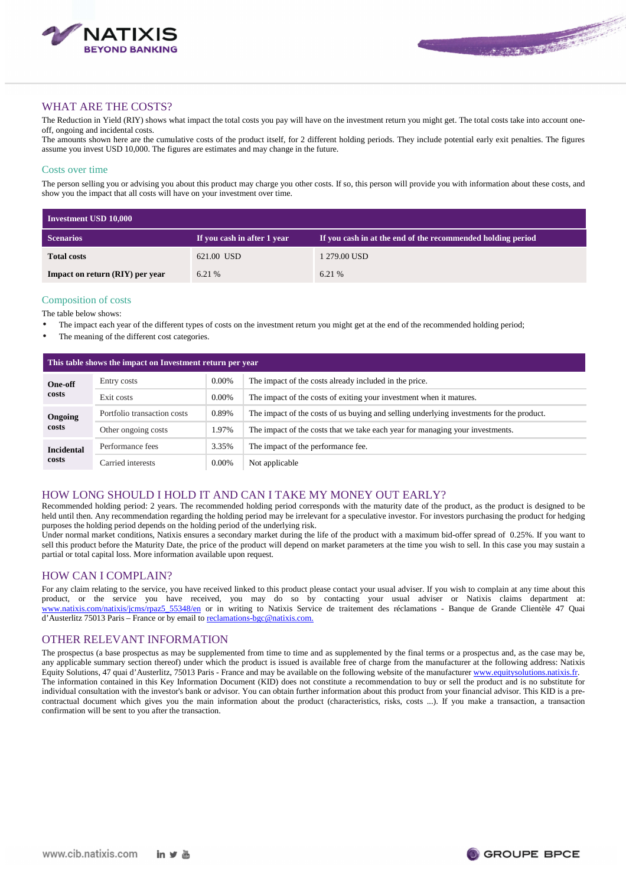## WHAT ARE THE COSTS?

The Reduction in Yield (RIY) shows what impact the total costs you pay will have on the investment return you might get. The total costs take into account one-off, ongoing and incidental costs.

The amounts shown here are the cumulative costs of the product itself, for 2 different holding periods. They include potential early exit penalties. The figures assume you invest USD 10,000. The figures are estimates and may change in the future.

### Costs over time

The person selling you or advising you about this product may charge you other costs. If so, this person will provide you with information about these costs, and show you the impact that all costs will have on your investment over time.

| **Investment USD 10,000** | | |
|---|---|---|
| **Scenarios** | **If you cash in after 1 year** | **If you cash in at the end of the recommended holding period** |
| **Total costs** | 621.00 USD | 1 279.00 USD |
| **Impact on return (RIY) per year** | 6.21 % | 6.21 % |

### Composition of costs

The table below shows:

- The impact each year of the different types of costs on the investment return you might get at the end of the recommended holding period;
- The meaning of the different cost categories.

| **This table shows the impact on Investment return per year** | | | |
|---|---|---|---|
| **One-off costs** | Entry costs | 0.00% | The impact of the costs already included in the price. |
| | Exit costs | 0.00% | The impact of the costs of exiting your investment when it matures. |
| **Ongoing costs** | Portfolio transaction costs | 0.89% | The impact of the costs of us buying and selling underlying investments for the product. |
| | Other ongoing costs | 1.97% | The impact of the costs that we take each year for managing your investments. |
| **Incidental costs** | Performance fees | 3.35% | The impact of the performance fee. |
| | Carried interests | 0.00% | Not applicable |

## HOW LONG SHOULD I HOLD IT AND CAN I TAKE MY MONEY OUT EARLY?

Recommended holding period: 2 years. The recommended holding period corresponds with the maturity date of the product, as the product is designed to be held until then. Any recommendation regarding the holding period may be irrelevant for a speculative investor. For investors purchasing the product for hedging purposes the holding period depends on the holding period of the underlying risk.

Under normal market conditions, Natixis ensures a secondary market during the life of the product with a maximum bid-offer spread of 0.25%. If you want to sell this product before the Maturity Date, the price of the product will depend on market parameters at the time you wish to sell. In this case you may sustain a partial or total capital loss. More information available upon request.

## HOW CAN I COMPLAIN?

For any claim relating to the service, you have received linked to this product please contact your usual adviser. If you wish to complain at any time about this product, or the service you have received, you may do so by contacting your usual adviser or Natixis claims department at: www.natixis.com/natixis/jcms/rpaz5_55348/en or in writing to Natixis Service de traitement des réclamations - Banque de Grande Clientèle 47 Quai d'Austerlitz 75013 Paris – France or by email to reclamations-bgc@natixis.com.

## OTHER RELEVANT INFORMATION

The prospectus (a base prospectus as may be supplemented from time to time and as supplemented by the final terms or a prospectus and, as the case may be, any applicable summary section thereof) under which the product is issued is available free of charge from the manufacturer at the following address: Natixis Equity Solutions, 47 quai d'Austerlitz, 75013 Paris - France and may be available on the following website of the manufacturer www.equitysolutions.natixis.fr.

The information contained in this Key Information Document (KID) does not constitute a recommendation to buy or sell the product and is no substitute for individual consultation with the investor's bank or advisor. You can obtain further information about this product from your financial advisor. This KID is a pre-contractual document which gives you the main information about the product (characteristics, risks, costs ...). If you make a transaction, a transaction confirmation will be sent to you after the transaction.